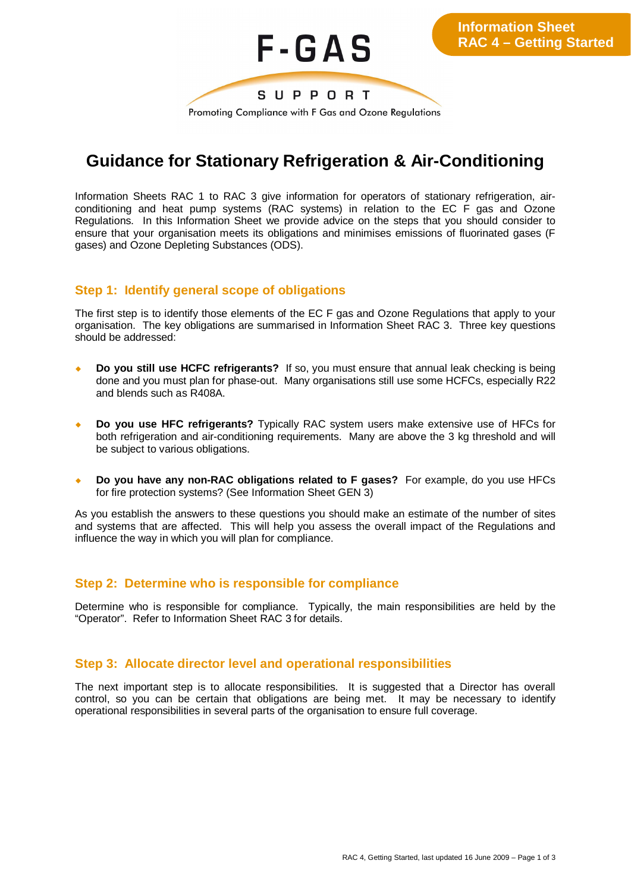F-GAS

SUPPORT

Promoting Compliance with F Gas and Ozone Regulations

**Information Sheet**
**RAC 4 – Getting Started**

# Guidance for Stationary Refrigeration & Air-Conditioning

Information Sheets RAC 1 to RAC 3 give information for operators of stationary refrigeration, air-conditioning and heat pump systems (RAC systems) in relation to the EC F gas and Ozone Regulations. In this Information Sheet we provide advice on the steps that you should consider to ensure that your organisation meets its obligations and minimises emissions of fluorinated gases (F gases) and Ozone Depleting Substances (ODS).

## Step 1: Identify general scope of obligations

The first step is to identify those elements of the EC F gas and Ozone Regulations that apply to your organisation. The key obligations are summarised in Information Sheet RAC 3. Three key questions should be addressed:

- **Do you still use HCFC refrigerants?** If so, you must ensure that annual leak checking is being done and you must plan for phase-out. Many organisations still use some HCFCs, especially R22 and blends such as R408A.
- **Do you use HFC refrigerants?** Typically RAC system users make extensive use of HFCs for both refrigeration and air-conditioning requirements. Many are above the 3 kg threshold and will be subject to various obligations.
- **Do you have any non-RAC obligations related to F gases?** For example, do you use HFCs for fire protection systems? (See Information Sheet GEN 3)

As you establish the answers to these questions you should make an estimate of the number of sites and systems that are affected. This will help you assess the overall impact of the Regulations and influence the way in which you will plan for compliance.

## Step 2: Determine who is responsible for compliance

Determine who is responsible for compliance. Typically, the main responsibilities are held by the "Operator". Refer to Information Sheet RAC 3 for details.

## Step 3: Allocate director level and operational responsibilities

The next important step is to allocate responsibilities. It is suggested that a Director has overall control, so you can be certain that obligations are being met. It may be necessary to identify operational responsibilities in several parts of the organisation to ensure full coverage.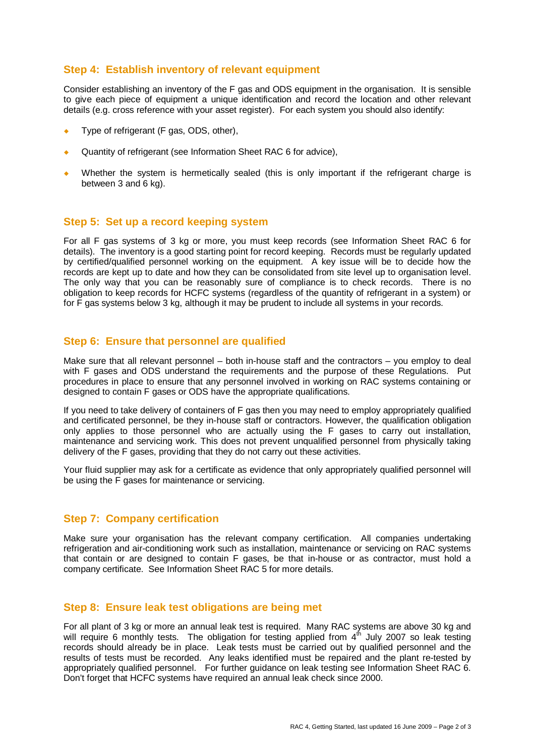## Step 4: Establish inventory of relevant equipment

Consider establishing an inventory of the F gas and ODS equipment in the organisation. It is sensible to give each piece of equipment a unique identification and record the location and other relevant details (e.g. cross reference with your asset register). For each system you should also identify:

- Type of refrigerant (F gas, ODS, other),
- Quantity of refrigerant (see Information Sheet RAC 6 for advice),
- Whether the system is hermetically sealed (this is only important if the refrigerant charge is between 3 and 6 kg).

## Step 5: Set up a record keeping system

For all F gas systems of 3 kg or more, you must keep records (see Information Sheet RAC 6 for details). The inventory is a good starting point for record keeping. Records must be regularly updated by certified/qualified personnel working on the equipment. A key issue will be to decide how the records are kept up to date and how they can be consolidated from site level up to organisation level. The only way that you can be reasonably sure of compliance is to check records. There is no obligation to keep records for HCFC systems (regardless of the quantity of refrigerant in a system) or for F gas systems below 3 kg, although it may be prudent to include all systems in your records.

## Step 6: Ensure that personnel are qualified

Make sure that all relevant personnel – both in-house staff and the contractors – you employ to deal with F gases and ODS understand the requirements and the purpose of these Regulations. Put procedures in place to ensure that any personnel involved in working on RAC systems containing or designed to contain F gases or ODS have the appropriate qualifications.

If you need to take delivery of containers of F gas then you may need to employ appropriately qualified and certificated personnel, be they in-house staff or contractors. However, the qualification obligation only applies to those personnel who are actually using the F gases to carry out installation, maintenance and servicing work. This does not prevent unqualified personnel from physically taking delivery of the F gases, providing that they do not carry out these activities.

Your fluid supplier may ask for a certificate as evidence that only appropriately qualified personnel will be using the F gases for maintenance or servicing.

## Step 7: Company certification

Make sure your organisation has the relevant company certification. All companies undertaking refrigeration and air-conditioning work such as installation, maintenance or servicing on RAC systems that contain or are designed to contain F gases, be that in-house or as contractor, must hold a company certificate. See Information Sheet RAC 5 for more details.

## Step 8: Ensure leak test obligations are being met

For all plant of 3 kg or more an annual leak test is required. Many RAC systems are above 30 kg and will require 6 monthly tests. The obligation for testing applied from 4th July 2007 so leak testing records should already be in place. Leak tests must be carried out by qualified personnel and the results of tests must be recorded. Any leaks identified must be repaired and the plant re-tested by appropriately qualified personnel. For further guidance on leak testing see Information Sheet RAC 6. Don't forget that HCFC systems have required an annual leak check since 2000.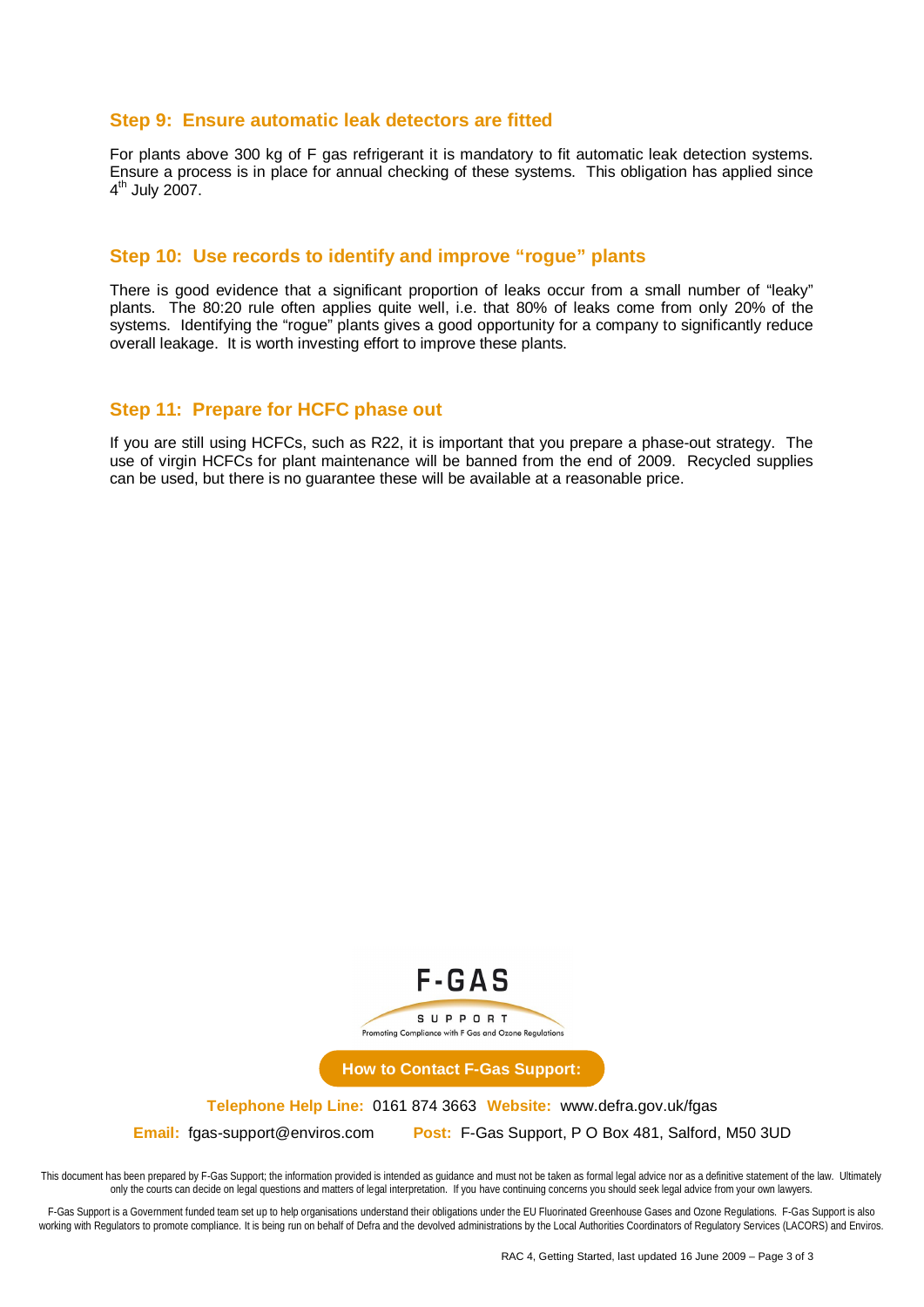## Step 9: Ensure automatic leak detectors are fitted

For plants above 300 kg of F gas refrigerant it is mandatory to fit automatic leak detection systems. Ensure a process is in place for annual checking of these systems. This obligation has applied since 4th July 2007.

## Step 10: Use records to identify and improve "rogue" plants

There is good evidence that a significant proportion of leaks occur from a small number of "leaky" plants. The 80:20 rule often applies quite well, i.e. that 80% of leaks come from only 20% of the systems. Identifying the "rogue" plants gives a good opportunity for a company to significantly reduce overall leakage. It is worth investing effort to improve these plants.

## Step 11: Prepare for HCFC phase out

If you are still using HCFCs, such as R22, it is important that you prepare a phase-out strategy. The use of virgin HCFCs for plant maintenance will be banned from the end of 2009. Recycled supplies can be used, but there is no guarantee these will be available at a reasonable price.

F-GAS SUPPORT

Promoting Compliance with F Gas and Ozone Regulations

**How to Contact F-Gas Support:**

**Telephone Help Line:** 0161 874 3663 **Website:** www.defra.gov.uk/fgas

**Email:** fgas-support@enviros.com **Post:** F-Gas Support, P O Box 481, Salford, M50 3UD

This document has been prepared by F-Gas Support; the information provided is intended as guidance and must not be taken as formal legal advice nor as a definitive statement of the law. Ultimately only the courts can decide on legal questions and matters of legal interpretation. If you have continuing concerns you should seek legal advice from your own lawyers.

F-Gas Support is a Government funded team set up to help organisations understand their obligations under the EU Fluorinated Greenhouse Gases and Ozone Regulations. F-Gas Support is also working with Regulators to promote compliance. It is being run on behalf of Defra and the devolved administrations by the Local Authorities Coordinators of Regulatory Services (LACORS) and Enviros.

RAC 4, Getting Started, last updated 16 June 2009